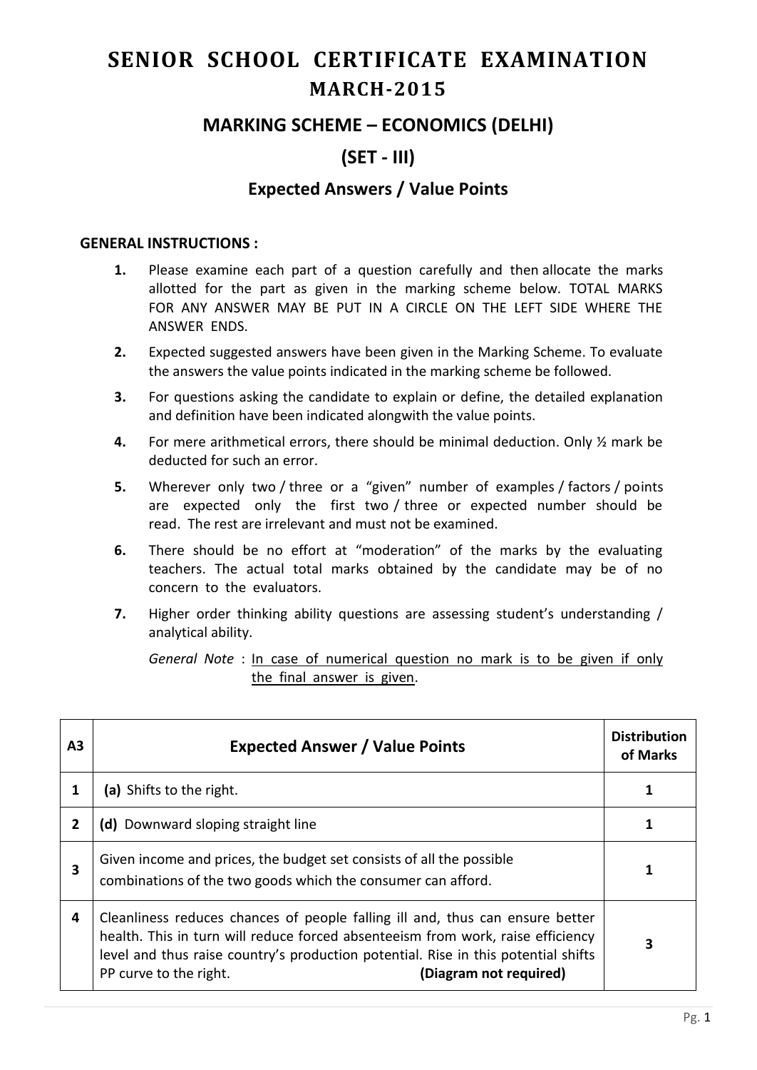# SENIOR SCHOOL CERTIFICATE EXAMINATION
## MARCH-2015

## MARKING SCHEME – ECONOMICS (DELHI)

## (SET - III)

### Expected Answers / Value Points

**GENERAL INSTRUCTIONS :**

1. Please examine each part of a question carefully and then allocate the marks allotted for the part as given in the marking scheme below. TOTAL MARKS FOR ANY ANSWER MAY BE PUT IN A CIRCLE ON THE LEFT SIDE WHERE THE ANSWER ENDS.
2. Expected suggested answers have been given in the Marking Scheme. To evaluate the answers the value points indicated in the marking scheme be followed.
3. For questions asking the candidate to explain or define, the detailed explanation and definition have been indicated alongwith the value points.
4. For mere arithmetical errors, there should be minimal deduction. Only ½ mark be deducted for such an error.
5. Wherever only two / three or a "given" number of examples / factors / points are expected only the first two / three or expected number should be read. The rest are irrelevant and must not be examined.
6. There should be no effort at "moderation" of the marks by the evaluating teachers. The actual total marks obtained by the candidate may be of no concern to the evaluators.
7. Higher order thinking ability questions are assessing student's understanding / analytical ability.

   *General Note* : In case of numerical question no mark is to be given if only the final answer is given.

| A3 | Expected Answer / Value Points | Distribution of Marks |
|---|---|---|
| 1 | **(a)** Shifts to the right. | **1** |
| 2 | **(d)** Downward sloping straight line | **1** |
| 3 | Given income and prices, the budget set consists of all the possible combinations of the two goods which the consumer can afford. | **1** |
| 4 | Cleanliness reduces chances of people falling ill and, thus can ensure better health. This in turn will reduce forced absenteeism from work, raise efficiency level and thus raise country's production potential. Rise in this potential shifts PP curve to the right. **(Diagram not required)** | **3** |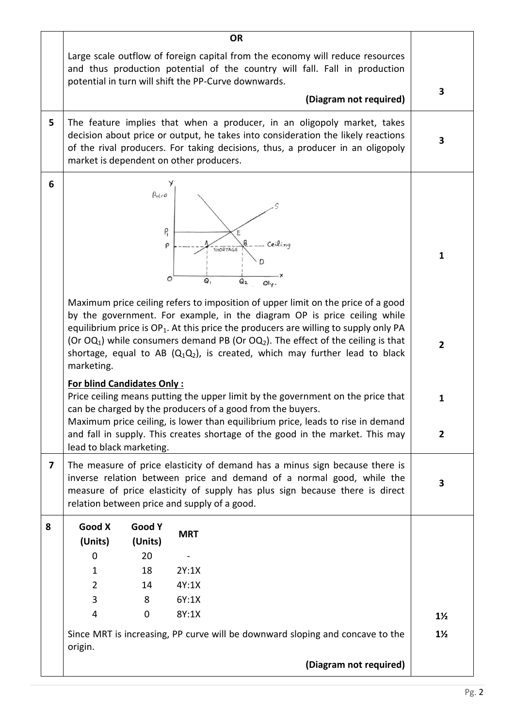| | | |
|---|---|---|
| | **OR**<br>Large scale outflow of foreign capital from the economy will reduce resources and thus production potential of the country will fall. Fall in production potential in turn will shift the PP-Curve downwards.<br>**(Diagram not required)** | 3 |
| 5 | The feature implies that when a producer, in an oligopoly market, takes decision about price or output, he takes into consideration the likely reactions of the rival producers. For taking decisions, thus, a producer in an oligopoly market is dependent on other producers. | 3 |
| 6 | Maximum price ceiling refers to imposition of upper limit on the price of a good by the government. For example, in the diagram OP is price ceiling while equilibrium price is $OP_1$. At this price the producers are willing to supply only PA (Or $OQ_1$) while consumers demand PB (Or $OQ_2$). The effect of the ceiling is that shortage, equal to AB ($Q_1Q_2$), is created, which may further lead to black marketing.<br>**For blind Candidates Only :**<br>Price ceiling means putting the upper limit by the government on the price that can be charged by the producers of a good from the buyers.<br>Maximum price ceiling, is lower than equilibrium price, leads to rise in demand and fall in supply. This creates shortage of the good in the market. This may lead to black marketing. | 1<br><br>2<br><br>1<br><br>2 |
| 7 | The measure of price elasticity of demand has a minus sign because there is inverse relation between price and demand of a normal good, while the measure of price elasticity of supply has plus sign because there is direct relation between price and supply of a good. | 3 |
| 8 | See table below.<br>Since MRT is increasing, PP curve will be downward sloping and concave to the origin.<br>**(Diagram not required)** | 1½<br>1½ |

Table for Question 8:

| Good X (Units) | Good Y (Units) | MRT |
|---|---|---|
| 0 | 20 | - |
| 1 | 18 | 2Y:1X |
| 2 | 14 | 4Y:1X |
| 3 | 8 | 6Y:1X |
| 4 | 0 | 8Y:1X |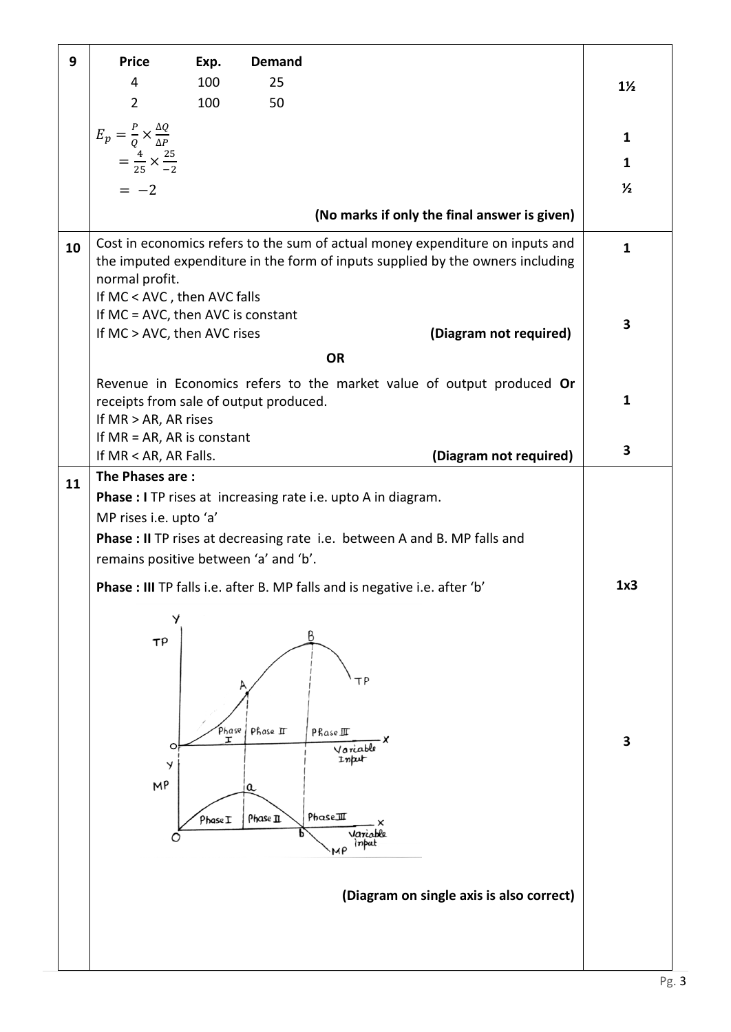| Q. No. | Answer | Marks |
|---|---|---|
| 9 | **Price** 4, 2; **Exp.** 100, 100; **Demand** 25, 50 | 1½ |
| | $E_p = \frac{P}{Q} \times \frac{\Delta Q}{\Delta P}$ | 1 |
| | $= \frac{4}{25} \times \frac{25}{-2}$ | 1 |
| | $= -2$ | ½ |
| | **(No marks if only the final answer is given)** | |
| 10 | Cost in economics refers to the sum of actual money expenditure on inputs and the imputed expenditure in the form of inputs supplied by the owners including normal profit. | 1 |
| | If MC < AVC , then AVC falls<br>If MC = AVC, then AVC is constant<br>If MC > AVC, then AVC rises **(Diagram not required)** | 3 |
| | **OR** | |
| | Revenue in Economics refers to the market value of output produced **Or** receipts from sale of output produced. | 1 |
| | If MR > AR, AR rises<br>If MR = AR, AR is constant<br>If MR < AR, AR Falls. **(Diagram not required)** | 3 |
| 11 | **The Phases are :**<br>**Phase : I** TP rises at increasing rate i.e. upto A in diagram. MP rises i.e. upto 'a'<br>**Phase : II** TP rises at decreasing rate i.e. between A and B. MP falls and remains positive between 'a' and 'b'.<br>**Phase : III** TP falls i.e. after B. MP falls and is negative i.e. after 'b' | 1x3 |
| | [Diagram: TP and MP curves against Variable input showing Phase I, Phase II, Phase III with points A, B, a, b] | 3 |
| | **(Diagram on single axis is also correct)** | |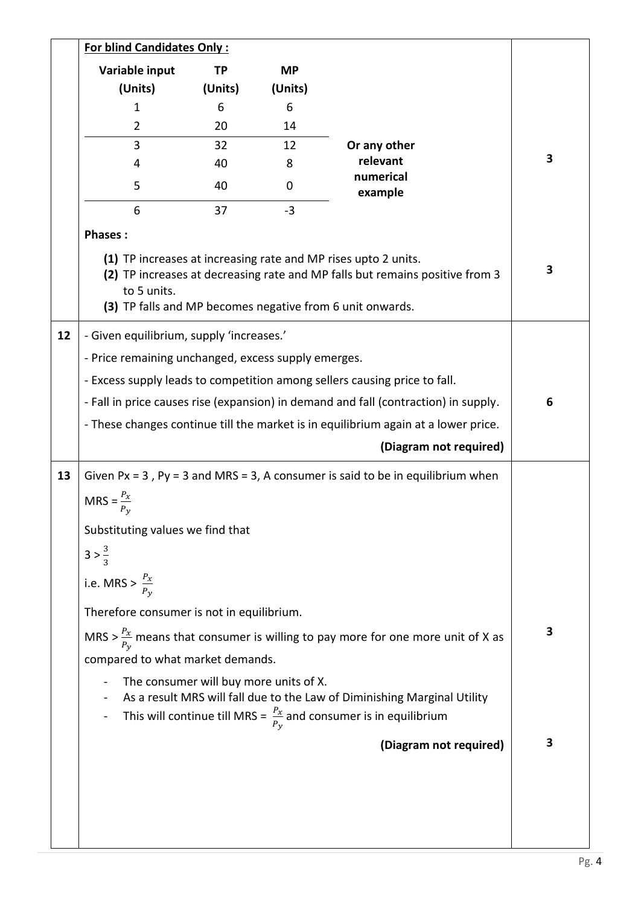**For blind Candidates Only :**

| Variable input (Units) | TP (Units) | MP (Units) |
|---|---|---|
| 1 | 6 | 6 |
| 2 | 20 | 14 |
| 3 | 32 | 12 |
| 4 | 40 | 8 |
| 5 | 40 | 0 |
| 6 | 37 | -3 |

**Or any other relevant numerical example** — 3

**Phases :**

**(1)** TP increases at increasing rate and MP rises upto 2 units.
**(2)** TP increases at decreasing rate and MP falls but remains positive from 3 to 5 units.
**(3)** TP falls and MP becomes negative from 6 unit onwards.

— 3

**12**

- Given equilibrium, supply 'increases.'
- Price remaining unchanged, excess supply emerges.
- Excess supply leads to competition among sellers causing price to fall.
- Fall in price causes rise (expansion) in demand and fall (contraction) in supply.
- These changes continue till the market is in equilibrium again at a lower price.

**(Diagram not required)** — 6

**13**

Given Px = 3 , Py = 3 and MRS = 3, A consumer is said to be in equilibrium when

MRS = $\frac{P_x}{P_y}$

Substituting values we find that

$3 > \frac{3}{3}$

i.e. MRS > $\frac{P_x}{P_y}$

Therefore consumer is not in equilibrium. — 3

MRS > $\frac{P_x}{P_y}$ means that consumer is willing to pay more for one more unit of X as compared to what market demands.

- The consumer will buy more units of X.
- As a result MRS will fall due to the Law of Diminishing Marginal Utility
- This will continue till MRS = $\frac{P_x}{P_y}$ and consumer is in equilibrium

**(Diagram not required)** — 3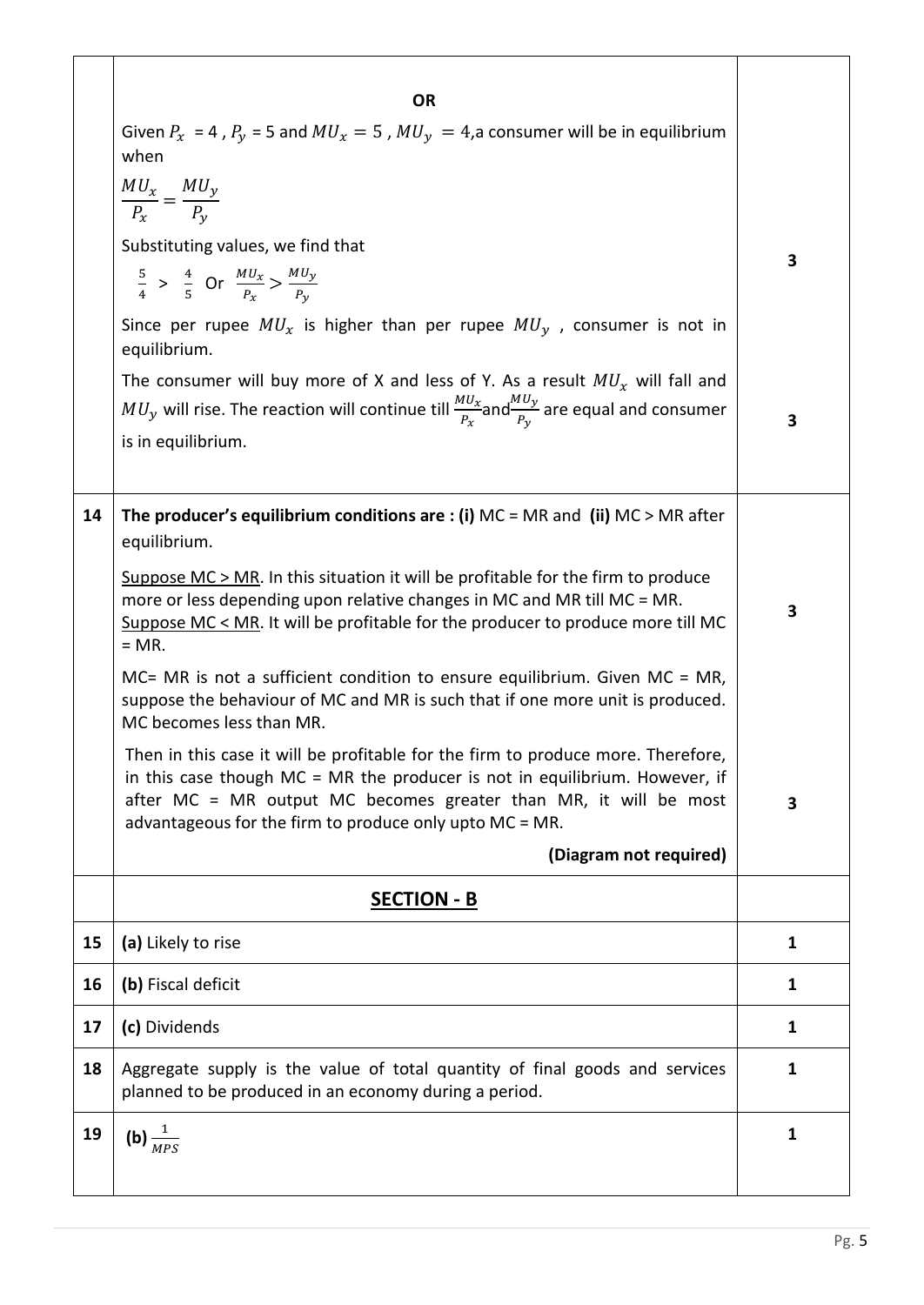| | | |
|---|---|---|
| | **OR**<br><br>Given $P_x$ = 4 , $P_y$ = 5 and $MU_x = 5$ , $MU_y = 4$,a consumer will be in equilibrium when<br><br>$\frac{MU_x}{P_x} = \frac{MU_y}{P_y}$<br><br>Substituting values, we find that<br><br>$\frac{5}{4} > \frac{4}{5}$ Or $\frac{MU_x}{P_x} > \frac{MU_y}{P_y}$<br><br>Since per rupee $MU_x$ is higher than per rupee $MU_y$ , consumer is not in equilibrium. | 3 |
| | The consumer will buy more of X and less of Y. As a result $MU_x$ will fall and $MU_y$ will rise. The reaction will continue till $\frac{MU_x}{P_x}$and$\frac{MU_y}{P_y}$ are equal and consumer is in equilibrium. | 3 |
| 14 | **The producer's equilibrium conditions are : (i)** MC = MR and **(ii)** MC > MR after equilibrium.<br><br>Suppose MC > MR. In this situation it will be profitable for the firm to produce more or less depending upon relative changes in MC and MR till MC = MR.<br>Suppose MC < MR. It will be profitable for the producer to produce more till MC = MR. | 3 |
| | MC= MR is not a sufficient condition to ensure equilibrium. Given MC = MR, suppose the behaviour of MC and MR is such that if one more unit is produced. MC becomes less than MR.<br><br>Then in this case it will be profitable for the firm to produce more. Therefore, in this case though MC = MR the producer is not in equilibrium. However, if after MC = MR output MC becomes greater than MR, it will be most advantageous for the firm to produce only upto MC = MR.<br><br>**(Diagram not required)** | 3 |
| | **SECTION - B** | |
| 15 | **(a)** Likely to rise | 1 |
| 16 | **(b)** Fiscal deficit | 1 |
| 17 | **(c)** Dividends | 1 |
| 18 | Aggregate supply is the value of total quantity of final goods and services planned to be produced in an economy during a period. | 1 |
| 19 | **(b)** $\frac{1}{MPS}$ | 1 |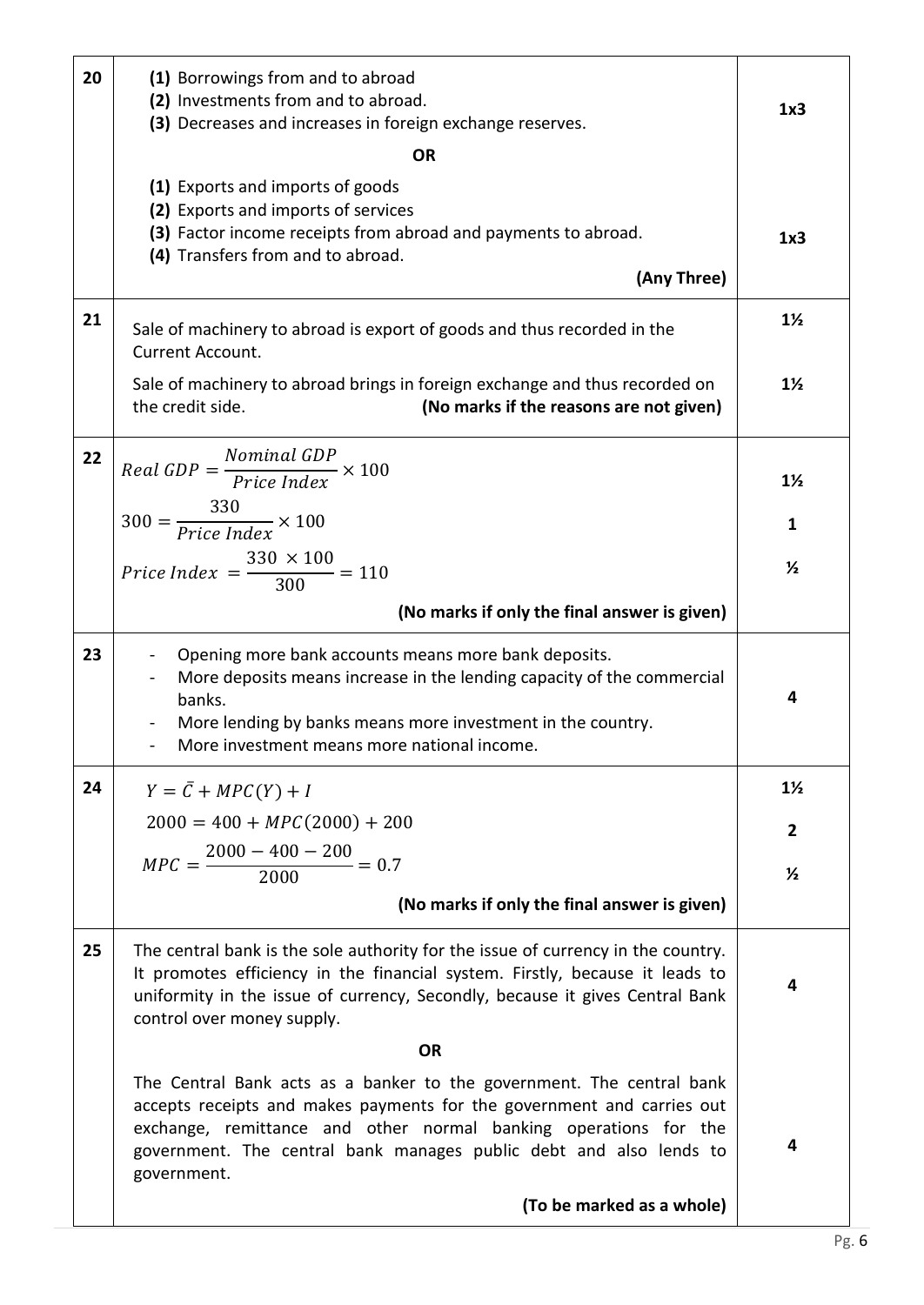| | | |
|---|---|---|
| 20 | **(1)** Borrowings from and to abroad<br>**(2)** Investments from and to abroad.<br>**(3)** Decreases and increases in foreign exchange reserves.<br><br>**OR**<br><br>**(1)** Exports and imports of goods<br>**(2)** Exports and imports of services<br>**(3)** Factor income receipts from abroad and payments to abroad.<br>**(4)** Transfers from and to abroad.<br>**(Any Three)** | **1x3**<br><br><br><br>**1x3** |
| 21 | Sale of machinery to abroad is export of goods and thus recorded in the Current Account.<br><br>Sale of machinery to abroad brings in foreign exchange and thus recorded on the credit side. **(No marks if the reasons are not given)** | **1½**<br><br>**1½** |
| 22 | $Real\ GDP = \frac{Nominal\ GDP}{Price\ Index} \times 100$<br><br>$300 = \frac{330}{Price\ Index} \times 100$<br><br>$Price\ Index = \frac{330 \times 100}{300} = 110$<br><br>**(No marks if only the final answer is given)** | **1½**<br><br>**1**<br><br>**½** |
| 23 | - Opening more bank accounts means more bank deposits.<br>- More deposits means increase in the lending capacity of the commercial banks.<br>- More lending by banks means more investment in the country.<br>- More investment means more national income. | **4** |
| 24 | $Y = \bar{C} + MPC(Y) + I$<br><br>$2000 = 400 + MPC(2000) + 200$<br><br>$MPC = \frac{2000 - 400 - 200}{2000} = 0.7$<br><br>**(No marks if only the final answer is given)** | **1½**<br><br>**2**<br><br>**½** |
| 25 | The central bank is the sole authority for the issue of currency in the country. It promotes efficiency in the financial system. Firstly, because it leads to uniformity in the issue of currency, Secondly, because it gives Central Bank control over money supply.<br><br>**OR**<br><br>The Central Bank acts as a banker to the government. The central bank accepts receipts and makes payments for the government and carries out exchange, remittance and other normal banking operations for the government. The central bank manages public debt and also lends to government.<br><br>**(To be marked as a whole)** | **4**<br><br><br><br>**4** |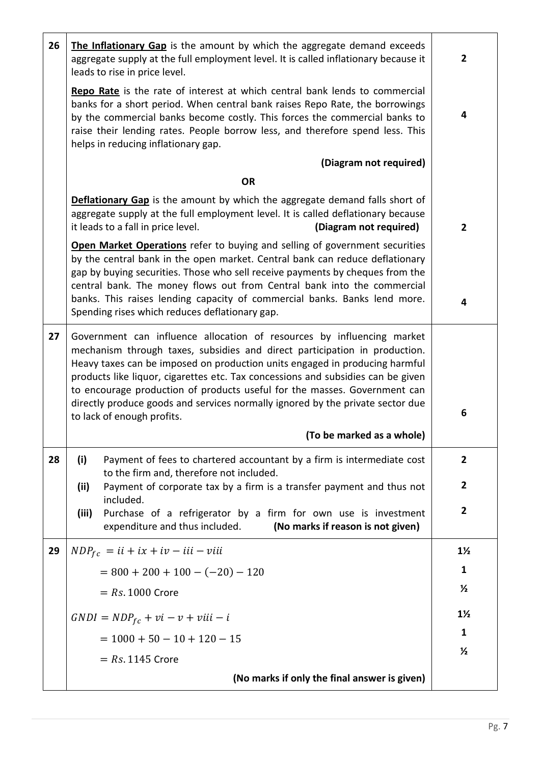| | | |
|---|---|---|
| 26 | **The Inflationary Gap** is the amount by which the aggregate demand exceeds aggregate supply at the full employment level. It is called inflationary because it leads to rise in price level. | 2 |
| | **Repo Rate** is the rate of interest at which central bank lends to commercial banks for a short period. When central bank raises Repo Rate, the borrowings by the commercial banks become costly. This forces the commercial banks to raise their lending rates. People borrow less, and therefore spend less. This helps in reducing inflationary gap. | 4 |
| | **(Diagram not required)** | |
| | **OR** | |
| | **Deflationary Gap** is the amount by which the aggregate demand falls short of aggregate supply at the full employment level. It is called deflationary because it leads to a fall in price level. **(Diagram not required)** | 2 |
| | **Open Market Operations** refer to buying and selling of government securities by the central bank in the open market. Central bank can reduce deflationary gap by buying securities. Those who sell receive payments by cheques from the central bank. The money flows out from Central bank into the commercial banks. This raises lending capacity of commercial banks. Banks lend more. Spending rises which reduces deflationary gap. | 4 |
| 27 | Government can influence allocation of resources by influencing market mechanism through taxes, subsidies and direct participation in production. Heavy taxes can be imposed on production units engaged in producing harmful products like liquor, cigarettes etc. Tax concessions and subsidies can be given to encourage production of products useful for the masses. Government can directly produce goods and services normally ignored by the private sector due to lack of enough profits. **(To be marked as a whole)** | 6 |
| 28 | **(i)** Payment of fees to chartered accountant by a firm is intermediate cost to the firm and, therefore not included. | 2 |
| | **(ii)** Payment of corporate tax by a firm is a transfer payment and thus not included. | 2 |
| | **(iii)** Purchase of a refrigerator by a firm for own use is investment expenditure and thus included. **(No marks if reason is not given)** | 2 |
| 29 | $NDP_{fc} = ii + ix + iv - iii - viii$ | 1½ |
| | $= 800 + 200 + 100 - (-20) - 120$ | 1 |
| | $= Rs. 1000$ Crore | ½ |
| | $GNDI = NDP_{fc} + vi - v + viii - i$ | 1½ |
| | $= 1000 + 50 - 10 + 120 - 15$ | 1 |
| | $= Rs. 1145$ Crore | ½ |
| | **(No marks if only the final answer is given)** | |